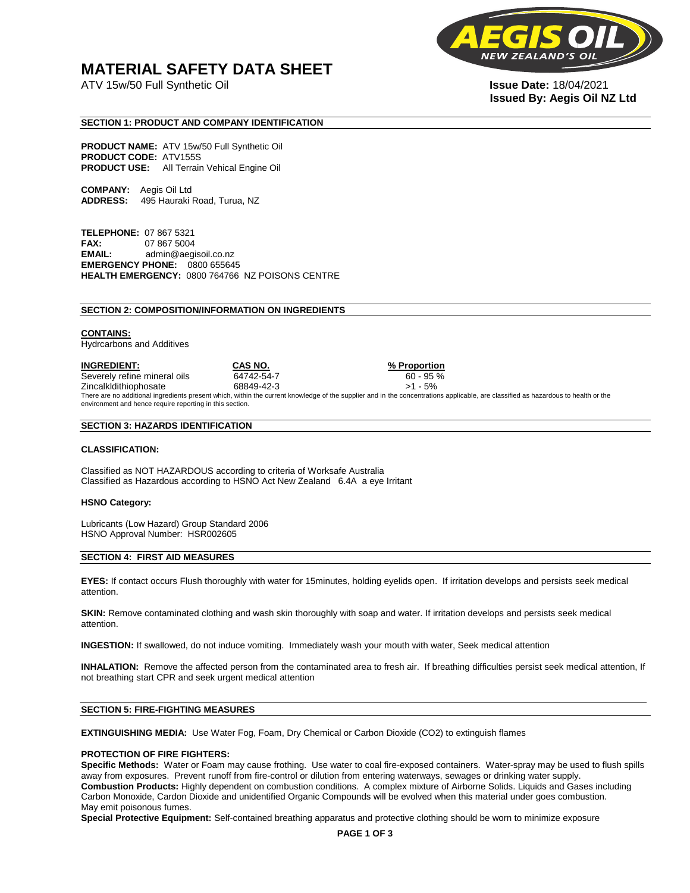# MATERIAL SAFETY DATA SHEET

ATV 15w/50 Full Synthetic Oil

**Issue Date:** 18/04/2021
**Issued By: Aegis Oil NZ Ltd**

## SECTION 1: PRODUCT AND COMPANY IDENTIFICATION

**PRODUCT NAME:** ATV 15w/50 Full Synthetic Oil
**PRODUCT CODE:** ATV155S
**PRODUCT USE:** All Terrain Vehical Engine Oil

**COMPANY:** Aegis Oil Ltd
**ADDRESS:** 495 Hauraki Road, Turua, NZ

**TELEPHONE:** 07 867 5321
**FAX:** 07 867 5004
**EMAIL:** admin@aegisoil.co.nz
**EMERGENCY PHONE:** 0800 655645
**HEALTH EMERGENCY:** 0800 764766 NZ POISONS CENTRE

## SECTION 2: COMPOSITION/INFORMATION ON INGREDIENTS

**CONTAINS:**
Hydrcarbons and Additives

| INGREDIENT: | CAS NO. | % Proportion |
|---|---|---|
| Severely refine mineral oils | 64742-54-7 | 60 - 95 % |
| Zincalkldithiophosate | 68849-42-3 | >1 - 5% |

There are no additional ingredients present which, within the current knowledge of the supplier and in the concentrations applicable, are classified as hazardous to health or the environment and hence require reporting in this section.

## SECTION 3: HAZARDS IDENTIFICATION

**CLASSIFICATION:**

Classified as NOT HAZARDOUS according to criteria of Worksafe Australia
Classified as Hazardous according to HSNO Act New Zealand 6.4A a eye Irritant

**HSNO Category:**

Lubricants (Low Hazard) Group Standard 2006
HSNO Approval Number: HSR002605

## SECTION 4: FIRST AID MEASURES

**EYES:** If contact occurs Flush thoroughly with water for 15minutes, holding eyelids open. If irritation develops and persists seek medical attention.

**SKIN:** Remove contaminated clothing and wash skin thoroughly with soap and water. If irritation develops and persists seek medical attention.

**INGESTION:** If swallowed, do not induce vomiting. Immediately wash your mouth with water, Seek medical attention

**INHALATION:** Remove the affected person from the contaminated area to fresh air. If breathing difficulties persist seek medical attention, If not breathing start CPR and seek urgent medical attention

## SECTION 5: FIRE-FIGHTING MEASURES

**EXTINGUISHING MEDIA:** Use Water Fog, Foam, Dry Chemical or Carbon Dioxide ($CO_2$) to extinguish flames

**PROTECTION OF FIRE FIGHTERS:**
**Specific Methods:** Water or Foam may cause frothing. Use water to coal fire-exposed containers. Water-spray may be used to flush spills away from exposures. Prevent runoff from fire-control or dilution from entering waterways, sewages or drinking water supply.
**Combustion Products:** Highly dependent on combustion conditions. A complex mixture of Airborne Solids. Liquids and Gases including Carbon Monoxide, Cardon Dioxide and unidentified Organic Compounds will be evolved when this material under goes combustion. May emit poisonous fumes.
**Special Protective Equipment:** Self-contained breathing apparatus and protective clothing should be worn to minimize exposure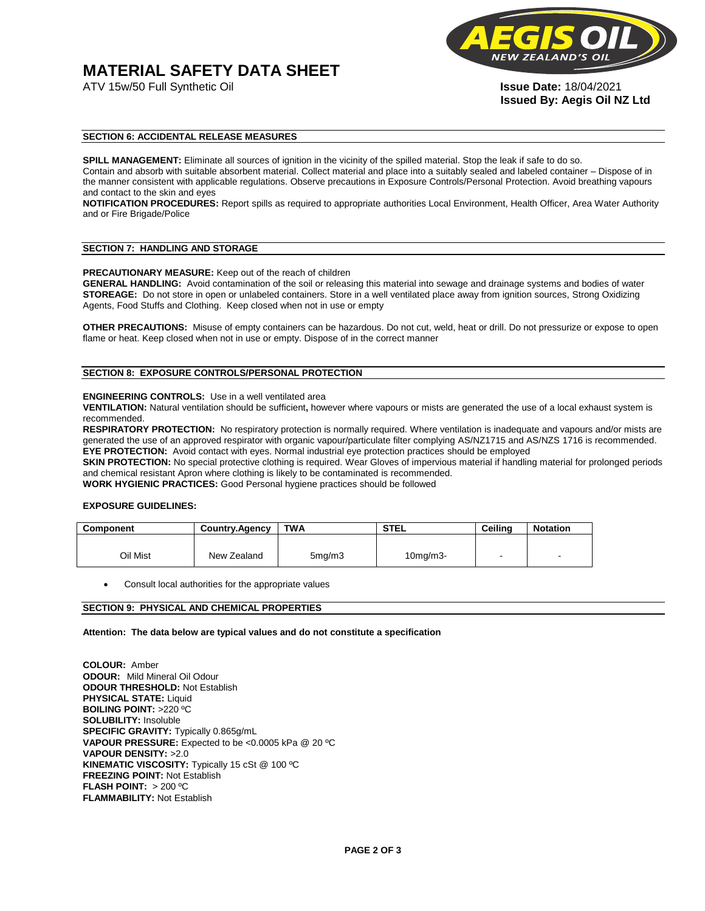# MATERIAL SAFETY DATA SHEET

ATV 15w/50 Full Synthetic Oil

**Issue Date:** 18/04/2021
**Issued By: Aegis Oil NZ Ltd**

## SECTION 6: ACCIDENTAL RELEASE MEASURES

**SPILL MANAGEMENT:** Eliminate all sources of ignition in the vicinity of the spilled material. Stop the leak if safe to do so. Contain and absorb with suitable absorbent material. Collect material and place into a suitably sealed and labeled container – Dispose of in the manner consistent with applicable regulations. Observe precautions in Exposure Controls/Personal Protection. Avoid breathing vapours and contact to the skin and eyes

**NOTIFICATION PROCEDURES:** Report spills as required to appropriate authorities Local Environment, Health Officer, Area Water Authority and or Fire Brigade/Police

## SECTION 7: HANDLING AND STORAGE

**PRECAUTIONARY MEASURE:** Keep out of the reach of children
**GENERAL HANDLING:** Avoid contamination of the soil or releasing this material into sewage and drainage systems and bodies of water
**STOREAGE:** Do not store in open or unlabeled containers. Store in a well ventilated place away from ignition sources, Strong Oxidizing Agents, Food Stuffs and Clothing. Keep closed when not in use or empty

**OTHER PRECAUTIONS:** Misuse of empty containers can be hazardous. Do not cut, weld, heat or drill. Do not pressurize or expose to open flame or heat. Keep closed when not in use or empty. Dispose of in the correct manner

## SECTION 8: EXPOSURE CONTROLS/PERSONAL PROTECTION

**ENGINEERING CONTROLS:** Use in a well ventilated area
**VENTILATION:** Natural ventilation should be sufficient**,** however where vapours or mists are generated the use of a local exhaust system is recommended.
**RESPIRATORY PROTECTION:** No respiratory protection is normally required. Where ventilation is inadequate and vapours and/or mists are generated the use of an approved respirator with organic vapour/particulate filter complying AS/NZ1715 and AS/NZS 1716 is recommended.
**EYE PROTECTION:** Avoid contact with eyes. Normal industrial eye protection practices should be employed
**SKIN PROTECTION:** No special protective clothing is required. Wear Gloves of impervious material if handling material for prolonged periods and chemical resistant Apron where clothing is likely to be contaminated is recommended.
**WORK HYGIENIC PRACTICES:** Good Personal hygiene practices should be followed

**EXPOSURE GUIDELINES:**

| Component | Country.Agency | TWA | STEL | Ceiling | Notation |
|---|---|---|---|---|---|
| Oil Mist | New Zealand | 5mg/m3 | 10mg/m3- | - | - |

- Consult local authorities for the appropriate values

## SECTION 9: PHYSICAL AND CHEMICAL PROPERTIES

**Attention: The data below are typical values and do not constitute a specification**

**COLOUR:** Amber
**ODOUR:** Mild Mineral Oil Odour
**ODOUR THRESHOLD:** Not Establish
**PHYSICAL STATE:** Liquid
**BOILING POINT:** >220 ºC
**SOLUBILITY:** Insoluble
**SPECIFIC GRAVITY:** Typically 0.865g/mL
**VAPOUR PRESSURE:** Expected to be <0.0005 kPa @ 20 ºC
**VAPOUR DENSITY:** >2.0
**KINEMATIC VISCOSITY:** Typically 15 cSt @ 100 ºC
**FREEZING POINT:** Not Establish
**FLASH POINT:** > 200 ºC
**FLAMMABILITY:** Not Establish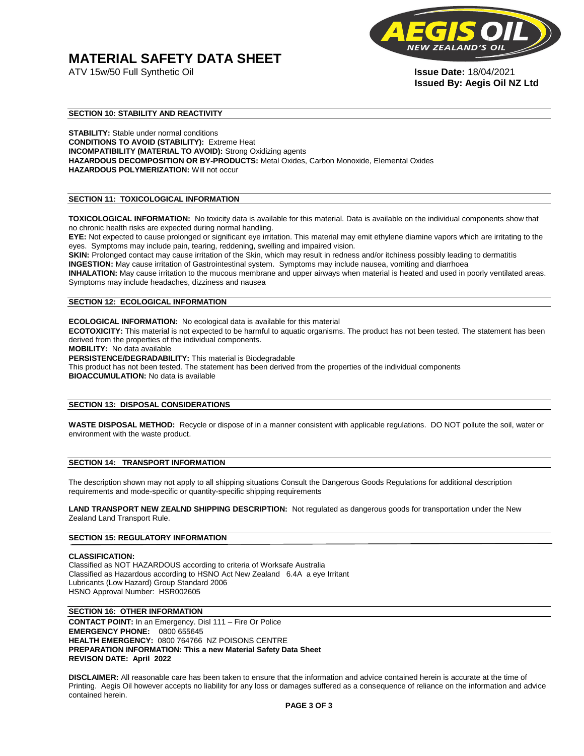# MATERIAL SAFETY DATA SHEET

ATV 15w/50 Full Synthetic Oil

**Issue Date:** 18/04/2021
**Issued By: Aegis Oil NZ Ltd**

## SECTION 10: STABILITY AND REACTIVITY

**STABILITY:** Stable under normal conditions
**CONDITIONS TO AVOID (STABILITY):** Extreme Heat
**INCOMPATIBILITY (MATERIAL TO AVOID):** Strong Oxidizing agents
**HAZARDOUS DECOMPOSITION OR BY-PRODUCTS:** Metal Oxides, Carbon Monoxide, Elemental Oxides
**HAZARDOUS POLYMERIZATION:** Will not occur

## SECTION 11: TOXICOLOGICAL INFORMATION

**TOXICOLOGICAL INFORMATION:** No toxicity data is available for this material. Data is available on the individual components show that no chronic health risks are expected during normal handling.
**EYE:** Not expected to cause prolonged or significant eye irritation. This material may emit ethylene diamine vapors which are irritating to the eyes. Symptoms may include pain, tearing, reddening, swelling and impaired vision.
**SKIN:** Prolonged contact may cause irritation of the Skin, which may result in redness and/or itchiness possibly leading to dermatitis
**INGESTION:** May cause irritation of Gastrointestinal system. Symptoms may include nausea, vomiting and diarrhoea
**INHALATION:** May cause irritation to the mucous membrane and upper airways when material is heated and used in poorly ventilated areas. Symptoms may include headaches, dizziness and nausea

## SECTION 12: ECOLOGICAL INFORMATION

**ECOLOGICAL INFORMATION:** No ecological data is available for this material
**ECOTOXICITY:** This material is not expected to be harmful to aquatic organisms. The product has not been tested. The statement has been derived from the properties of the individual components.
**MOBILITY:** No data available
**PERSISTENCE/DEGRADABILITY:** This material is Biodegradable
This product has not been tested. The statement has been derived from the properties of the individual components
**BIOACCUMULATION:** No data is available

## SECTION 13: DISPOSAL CONSIDERATIONS

**WASTE DISPOSAL METHOD:** Recycle or dispose of in a manner consistent with applicable regulations. DO NOT pollute the soil, water or environment with the waste product.

## SECTION 14: TRANSPORT INFORMATION

The description shown may not apply to all shipping situations Consult the Dangerous Goods Regulations for additional description requirements and mode-specific or quantity-specific shipping requirements

**LAND TRANSPORT NEW ZEALND SHIPPING DESCRIPTION:** Not regulated as dangerous goods for transportation under the New Zealand Land Transport Rule.

## SECTION 15: REGULATORY INFORMATION

**CLASSIFICATION:**
Classified as NOT HAZARDOUS according to criteria of Worksafe Australia
Classified as Hazardous according to HSNO Act New Zealand 6.4A a eye Irritant
Lubricants (Low Hazard) Group Standard 2006
HSNO Approval Number: HSR002605

## SECTION 16: OTHER INFORMATION

**CONTACT POINT:** In an Emergency. Disl 111 – Fire Or Police
**EMERGENCY PHONE:** 0800 655645
**HEALTH EMERGENCY:** 0800 764766 NZ POISONS CENTRE
**PREPARATION INFORMATION: This a new Material Safety Data Sheet**
**REVISON DATE: April 2022**

**DISCLAIMER:** All reasonable care has been taken to ensure that the information and advice contained herein is accurate at the time of Printing. Aegis Oil however accepts no liability for any loss or damages suffered as a consequence of reliance on the information and advice contained herein.